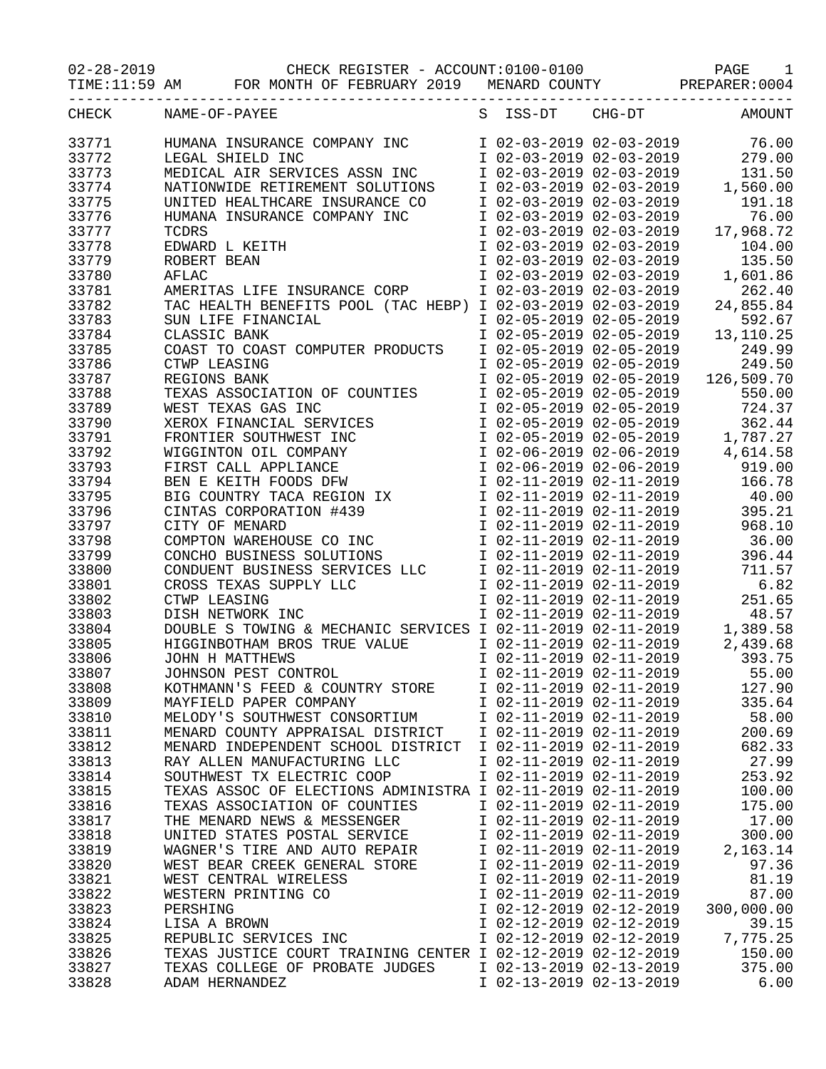02-28-2019 CHECK REGISTER - ACCOUNT:0100-0100 PAGE 1
TIME:11:59 AM FOR MONTH OF FEBRUARY 2019 MENARD COUNTY PREPARER:0004

| CHECK | NAME-OF-PAYEE | S | ISS-DT | CHG-DT | AMOUNT |
|---|---|---|---|---|---|
| 33771 | HUMANA INSURANCE COMPANY INC | I | 02-03-2019 | 02-03-2019 | 76.00 |
| 33772 | LEGAL SHIELD INC | I | 02-03-2019 | 02-03-2019 | 279.00 |
| 33773 | MEDICAL AIR SERVICES ASSN INC | I | 02-03-2019 | 02-03-2019 | 131.50 |
| 33774 | NATIONWIDE RETIREMENT SOLUTIONS | I | 02-03-2019 | 02-03-2019 | 1,560.00 |
| 33775 | UNITED HEALTHCARE INSURANCE CO | I | 02-03-2019 | 02-03-2019 | 191.18 |
| 33776 | HUMANA INSURANCE COMPANY INC | I | 02-03-2019 | 02-03-2019 | 76.00 |
| 33777 | TCDRS | I | 02-03-2019 | 02-03-2019 | 17,968.72 |
| 33778 | EDWARD L KEITH | I | 02-03-2019 | 02-03-2019 | 104.00 |
| 33779 | ROBERT BEAN | I | 02-03-2019 | 02-03-2019 | 135.50 |
| 33780 | AFLAC | I | 02-03-2019 | 02-03-2019 | 1,601.86 |
| 33781 | AMERITAS LIFE INSURANCE CORP | I | 02-03-2019 | 02-03-2019 | 262.40 |
| 33782 | TAC HEALTH BENEFITS POOL (TAC HEBP) | I | 02-03-2019 | 02-03-2019 | 24,855.84 |
| 33783 | SUN LIFE FINANCIAL | I | 02-05-2019 | 02-05-2019 | 592.67 |
| 33784 | CLASSIC BANK | I | 02-05-2019 | 02-05-2019 | 13,110.25 |
| 33785 | COAST TO COAST COMPUTER PRODUCTS | I | 02-05-2019 | 02-05-2019 | 249.99 |
| 33786 | CTWP LEASING | I | 02-05-2019 | 02-05-2019 | 249.50 |
| 33787 | REGIONS BANK | I | 02-05-2019 | 02-05-2019 | 126,509.70 |
| 33788 | TEXAS ASSOCIATION OF COUNTIES | I | 02-05-2019 | 02-05-2019 | 550.00 |
| 33789 | WEST TEXAS GAS INC | I | 02-05-2019 | 02-05-2019 | 724.37 |
| 33790 | XEROX FINANCIAL SERVICES | I | 02-05-2019 | 02-05-2019 | 362.44 |
| 33791 | FRONTIER SOUTHWEST INC | I | 02-05-2019 | 02-05-2019 | 1,787.27 |
| 33792 | WIGGINTON OIL COMPANY | I | 02-06-2019 | 02-06-2019 | 4,614.58 |
| 33793 | FIRST CALL APPLIANCE | I | 02-06-2019 | 02-06-2019 | 919.00 |
| 33794 | BEN E KEITH FOODS DFW | I | 02-11-2019 | 02-11-2019 | 166.78 |
| 33795 | BIG COUNTRY TACA REGION IX | I | 02-11-2019 | 02-11-2019 | 40.00 |
| 33796 | CINTAS CORPORATION #439 | I | 02-11-2019 | 02-11-2019 | 395.21 |
| 33797 | CITY OF MENARD | I | 02-11-2019 | 02-11-2019 | 968.10 |
| 33798 | COMPTON WAREHOUSE CO INC | I | 02-11-2019 | 02-11-2019 | 36.00 |
| 33799 | CONCHO BUSINESS SOLUTIONS | I | 02-11-2019 | 02-11-2019 | 396.44 |
| 33800 | CONDUENT BUSINESS SERVICES LLC | I | 02-11-2019 | 02-11-2019 | 711.57 |
| 33801 | CROSS TEXAS SUPPLY LLC | I | 02-11-2019 | 02-11-2019 | 6.82 |
| 33802 | CTWP LEASING | I | 02-11-2019 | 02-11-2019 | 251.65 |
| 33803 | DISH NETWORK INC | I | 02-11-2019 | 02-11-2019 | 48.57 |
| 33804 | DOUBLE S TOWING & MECHANIC SERVICES | I | 02-11-2019 | 02-11-2019 | 1,389.58 |
| 33805 | HIGGINBOTHAM BROS TRUE VALUE | I | 02-11-2019 | 02-11-2019 | 2,439.68 |
| 33806 | JOHN H MATTHEWS | I | 02-11-2019 | 02-11-2019 | 393.75 |
| 33807 | JOHNSON PEST CONTROL | I | 02-11-2019 | 02-11-2019 | 55.00 |
| 33808 | KOTHMANN'S FEED & COUNTRY STORE | I | 02-11-2019 | 02-11-2019 | 127.90 |
| 33809 | MAYFIELD PAPER COMPANY | I | 02-11-2019 | 02-11-2019 | 335.64 |
| 33810 | MELODY'S SOUTHWEST CONSORTIUM | I | 02-11-2019 | 02-11-2019 | 58.00 |
| 33811 | MENARD COUNTY APPRAISAL DISTRICT | I | 02-11-2019 | 02-11-2019 | 200.69 |
| 33812 | MENARD INDEPENDENT SCHOOL DISTRICT | I | 02-11-2019 | 02-11-2019 | 682.33 |
| 33813 | RAY ALLEN MANUFACTURING LLC | I | 02-11-2019 | 02-11-2019 | 27.99 |
| 33814 | SOUTHWEST TX ELECTRIC COOP | I | 02-11-2019 | 02-11-2019 | 253.92 |
| 33815 | TEXAS ASSOC OF ELECTIONS ADMINISTRA | I | 02-11-2019 | 02-11-2019 | 100.00 |
| 33816 | TEXAS ASSOCIATION OF COUNTIES | I | 02-11-2019 | 02-11-2019 | 175.00 |
| 33817 | THE MENARD NEWS & MESSENGER | I | 02-11-2019 | 02-11-2019 | 17.00 |
| 33818 | UNITED STATES POSTAL SERVICE | I | 02-11-2019 | 02-11-2019 | 300.00 |
| 33819 | WAGNER'S TIRE AND AUTO REPAIR | I | 02-11-2019 | 02-11-2019 | 2,163.14 |
| 33820 | WEST BEAR CREEK GENERAL STORE | I | 02-11-2019 | 02-11-2019 | 97.36 |
| 33821 | WEST CENTRAL WIRELESS | I | 02-11-2019 | 02-11-2019 | 81.19 |
| 33822 | WESTERN PRINTING CO | I | 02-11-2019 | 02-11-2019 | 87.00 |
| 33823 | PERSHING | I | 02-12-2019 | 02-12-2019 | 300,000.00 |
| 33824 | LISA A BROWN | I | 02-12-2019 | 02-12-2019 | 39.15 |
| 33825 | REPUBLIC SERVICES INC | I | 02-12-2019 | 02-12-2019 | 7,775.25 |
| 33826 | TEXAS JUSTICE COURT TRAINING CENTER | I | 02-12-2019 | 02-12-2019 | 150.00 |
| 33827 | TEXAS COLLEGE OF PROBATE JUDGES | I | 02-13-2019 | 02-13-2019 | 375.00 |
| 33828 | ADAM HERNANDEZ | I | 02-13-2019 | 02-13-2019 | 6.00 |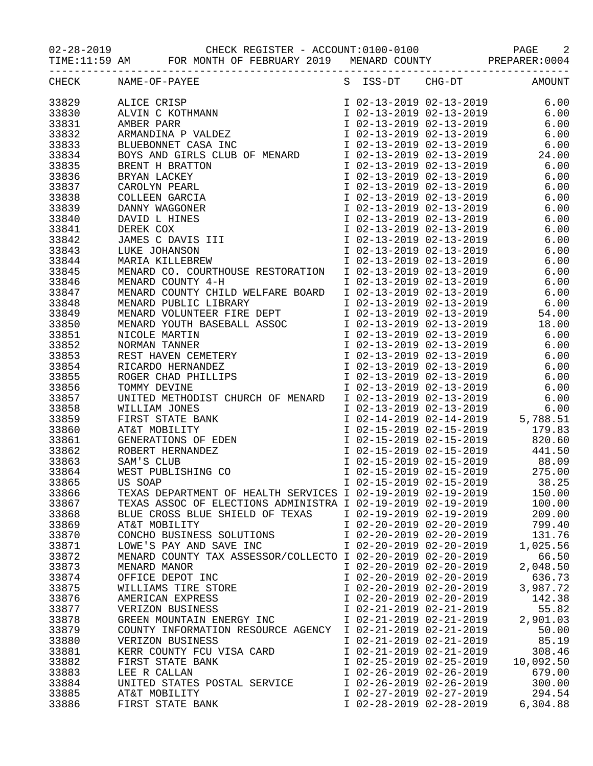02-28-2019 CHECK REGISTER - ACCOUNT:0100-0100 PAGE 2
TIME:11:59 AM FOR MONTH OF FEBRUARY 2019 MENARD COUNTY PREPARER:0004

| CHECK | NAME-OF-PAYEE | S | ISS-DT | CHG-DT | AMOUNT |
|---|---|---|---|---|---|
| 33829 | ALICE CRISP | I | 02-13-2019 | 02-13-2019 | 6.00 |
| 33830 | ALVIN C KOTHMANN | I | 02-13-2019 | 02-13-2019 | 6.00 |
| 33831 | AMBER PARR | I | 02-13-2019 | 02-13-2019 | 6.00 |
| 33832 | ARMANDINA P VALDEZ | I | 02-13-2019 | 02-13-2019 | 6.00 |
| 33833 | BLUEBONNET CASA INC | I | 02-13-2019 | 02-13-2019 | 6.00 |
| 33834 | BOYS AND GIRLS CLUB OF MENARD | I | 02-13-2019 | 02-13-2019 | 24.00 |
| 33835 | BRENT H BRATTON | I | 02-13-2019 | 02-13-2019 | 6.00 |
| 33836 | BRYAN LACKEY | I | 02-13-2019 | 02-13-2019 | 6.00 |
| 33837 | CAROLYN PEARL | I | 02-13-2019 | 02-13-2019 | 6.00 |
| 33838 | COLLEEN GARCIA | I | 02-13-2019 | 02-13-2019 | 6.00 |
| 33839 | DANNY WAGGONER | I | 02-13-2019 | 02-13-2019 | 6.00 |
| 33840 | DAVID L HINES | I | 02-13-2019 | 02-13-2019 | 6.00 |
| 33841 | DEREK COX | I | 02-13-2019 | 02-13-2019 | 6.00 |
| 33842 | JAMES C DAVIS III | I | 02-13-2019 | 02-13-2019 | 6.00 |
| 33843 | LUKE JOHANSON | I | 02-13-2019 | 02-13-2019 | 6.00 |
| 33844 | MARIA KILLEBREW | I | 02-13-2019 | 02-13-2019 | 6.00 |
| 33845 | MENARD CO. COURTHOUSE RESTORATION | I | 02-13-2019 | 02-13-2019 | 6.00 |
| 33846 | MENARD COUNTY 4-H | I | 02-13-2019 | 02-13-2019 | 6.00 |
| 33847 | MENARD COUNTY CHILD WELFARE BOARD | I | 02-13-2019 | 02-13-2019 | 6.00 |
| 33848 | MENARD PUBLIC LIBRARY | I | 02-13-2019 | 02-13-2019 | 6.00 |
| 33849 | MENARD VOLUNTEER FIRE DEPT | I | 02-13-2019 | 02-13-2019 | 54.00 |
| 33850 | MENARD YOUTH BASEBALL ASSOC | I | 02-13-2019 | 02-13-2019 | 18.00 |
| 33851 | NICOLE MARTIN | I | 02-13-2019 | 02-13-2019 | 6.00 |
| 33852 | NORMAN TANNER | I | 02-13-2019 | 02-13-2019 | 6.00 |
| 33853 | REST HAVEN CEMETERY | I | 02-13-2019 | 02-13-2019 | 6.00 |
| 33854 | RICARDO HERNANDEZ | I | 02-13-2019 | 02-13-2019 | 6.00 |
| 33855 | ROGER CHAD PHILLIPS | I | 02-13-2019 | 02-13-2019 | 6.00 |
| 33856 | TOMMY DEVINE | I | 02-13-2019 | 02-13-2019 | 6.00 |
| 33857 | UNITED METHODIST CHURCH OF MENARD | I | 02-13-2019 | 02-13-2019 | 6.00 |
| 33858 | WILLIAM JONES | I | 02-13-2019 | 02-13-2019 | 6.00 |
| 33859 | FIRST STATE BANK | I | 02-14-2019 | 02-14-2019 | 5,788.51 |
| 33860 | AT&T MOBILITY | I | 02-15-2019 | 02-15-2019 | 179.83 |
| 33861 | GENERATIONS OF EDEN | I | 02-15-2019 | 02-15-2019 | 820.60 |
| 33862 | ROBERT HERNANDEZ | I | 02-15-2019 | 02-15-2019 | 441.50 |
| 33863 | SAM'S CLUB | I | 02-15-2019 | 02-15-2019 | 88.09 |
| 33864 | WEST PUBLISHING CO | I | 02-15-2019 | 02-15-2019 | 275.00 |
| 33865 | US SOAP | I | 02-15-2019 | 02-15-2019 | 38.25 |
| 33866 | TEXAS DEPARTMENT OF HEALTH SERVICES | I | 02-19-2019 | 02-19-2019 | 150.00 |
| 33867 | TEXAS ASSOC OF ELECTIONS ADMINISTRA | I | 02-19-2019 | 02-19-2019 | 100.00 |
| 33868 | BLUE CROSS BLUE SHIELD OF TEXAS | I | 02-19-2019 | 02-19-2019 | 209.00 |
| 33869 | AT&T MOBILITY | I | 02-20-2019 | 02-20-2019 | 799.40 |
| 33870 | CONCHO BUSINESS SOLUTIONS | I | 02-20-2019 | 02-20-2019 | 131.76 |
| 33871 | LOWE'S PAY AND SAVE INC | I | 02-20-2019 | 02-20-2019 | 1,025.56 |
| 33872 | MENARD COUNTY TAX ASSESSOR/COLLECTO | I | 02-20-2019 | 02-20-2019 | 66.50 |
| 33873 | MENARD MANOR | I | 02-20-2019 | 02-20-2019 | 2,048.50 |
| 33874 | OFFICE DEPOT INC | I | 02-20-2019 | 02-20-2019 | 636.73 |
| 33875 | WILLIAMS TIRE STORE | I | 02-20-2019 | 02-20-2019 | 3,987.72 |
| 33876 | AMERICAN EXPRESS | I | 02-20-2019 | 02-20-2019 | 142.38 |
| 33877 | VERIZON BUSINESS | I | 02-21-2019 | 02-21-2019 | 55.82 |
| 33878 | GREEN MOUNTAIN ENERGY INC | I | 02-21-2019 | 02-21-2019 | 2,901.03 |
| 33879 | COUNTY INFORMATION RESOURCE AGENCY | I | 02-21-2019 | 02-21-2019 | 50.00 |
| 33880 | VERIZON BUSINESS | I | 02-21-2019 | 02-21-2019 | 85.19 |
| 33881 | KERR COUNTY FCU VISA CARD | I | 02-21-2019 | 02-21-2019 | 308.46 |
| 33882 | FIRST STATE BANK | I | 02-25-2019 | 02-25-2019 | 10,092.50 |
| 33883 | LEE R CALLAN | I | 02-26-2019 | 02-26-2019 | 679.00 |
| 33884 | UNITED STATES POSTAL SERVICE | I | 02-26-2019 | 02-26-2019 | 300.00 |
| 33885 | AT&T MOBILITY | I | 02-27-2019 | 02-27-2019 | 294.54 |
| 33886 | FIRST STATE BANK | I | 02-28-2019 | 02-28-2019 | 6,304.88 |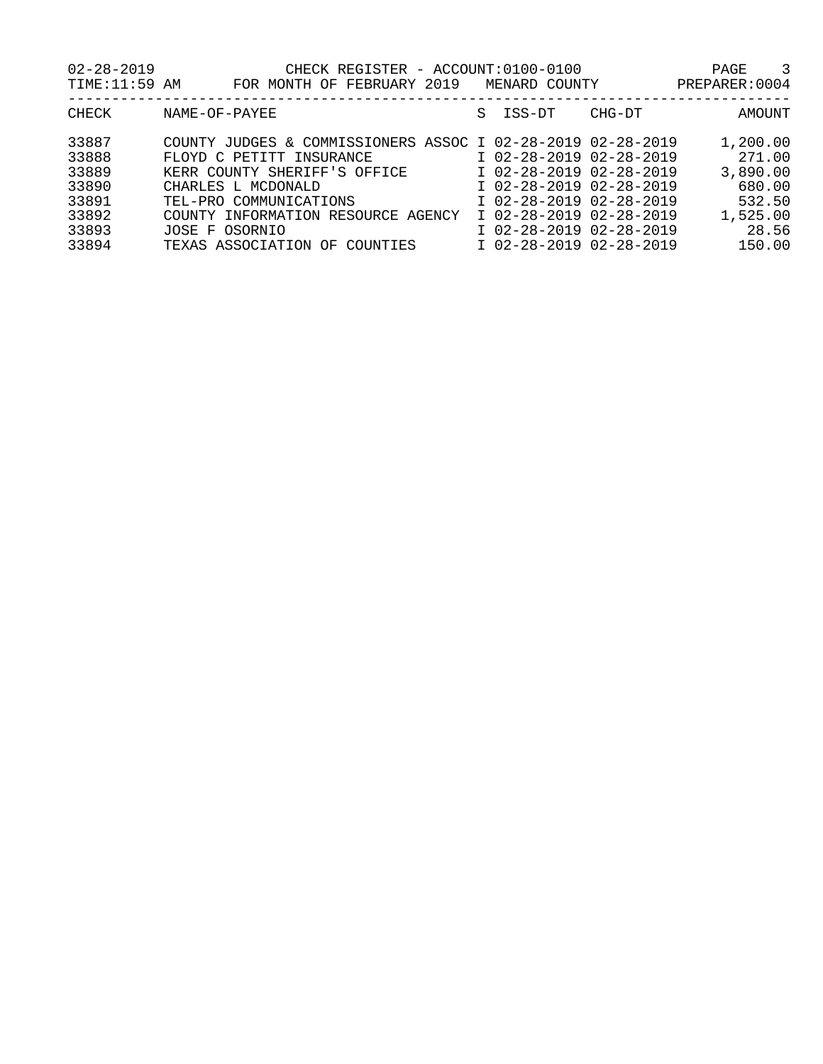CHECK REGISTER - ACCOUNT:0100-0100

FOR MONTH OF FEBRUARY 2019 MENARD COUNTY

02-28-2019 TIME:11:59 AM PREPARER:0004

| CHECK | NAME-OF-PAYEE | S | ISS-DT | CHG-DT | AMOUNT |
|---|---|---|---|---|---|
| 33887 | COUNTY JUDGES & COMMISSIONERS ASSOC | I | 02-28-2019 | 02-28-2019 | 1,200.00 |
| 33888 | FLOYD C PETITT INSURANCE | I | 02-28-2019 | 02-28-2019 | 271.00 |
| 33889 | KERR COUNTY SHERIFF'S OFFICE | I | 02-28-2019 | 02-28-2019 | 3,890.00 |
| 33890 | CHARLES L MCDONALD | I | 02-28-2019 | 02-28-2019 | 680.00 |
| 33891 | TEL-PRO COMMUNICATIONS | I | 02-28-2019 | 02-28-2019 | 532.50 |
| 33892 | COUNTY INFORMATION RESOURCE AGENCY | I | 02-28-2019 | 02-28-2019 | 1,525.00 |
| 33893 | JOSE F OSORNIO | I | 02-28-2019 | 02-28-2019 | 28.56 |
| 33894 | TEXAS ASSOCIATION OF COUNTIES | I | 02-28-2019 | 02-28-2019 | 150.00 |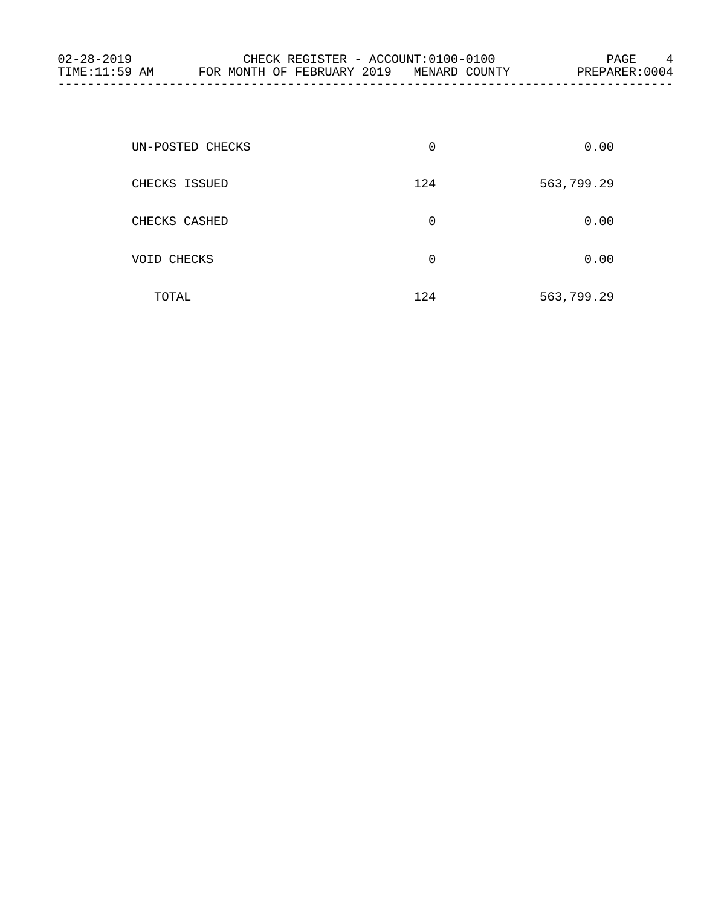| | | |
|---|---|---|
| UN-POSTED CHECKS | 0 | 0.00 |
| CHECKS ISSUED | 124 | 563,799.29 |
| CHECKS CASHED | 0 | 0.00 |
| VOID CHECKS | 0 | 0.00 |
| TOTAL | 124 | 563,799.29 |